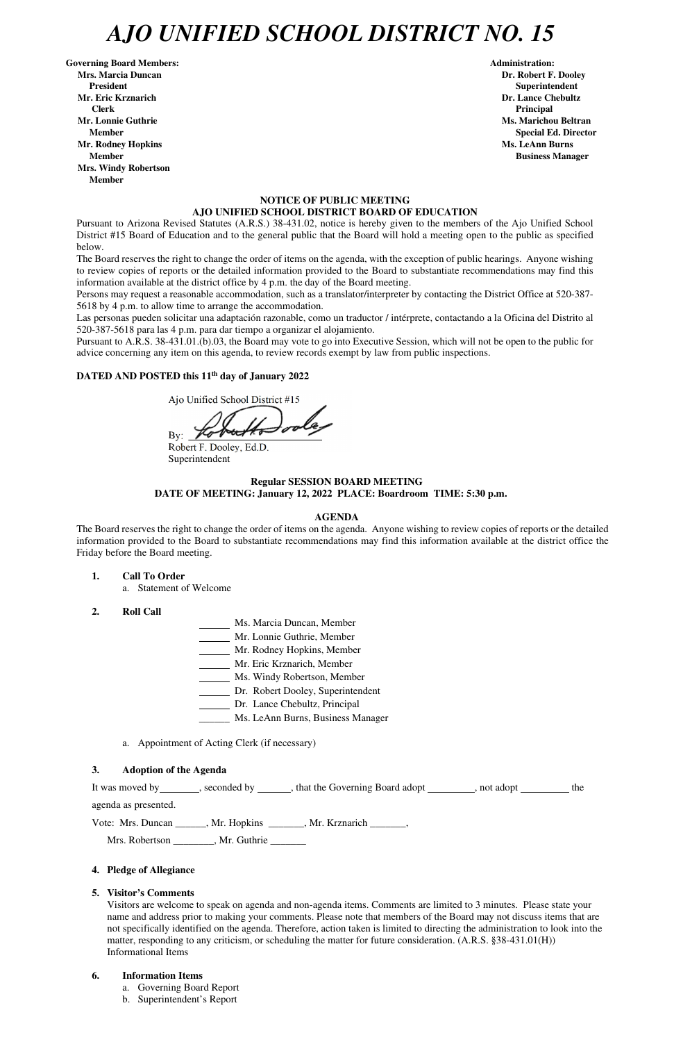# AJO UNIFIED SCHOOL DISTRICT NO. 15

**Governing Board Members:**
**Mrs. Marcia Duncan**
**President**
**Mr. Eric Krznarich**
**Clerk**
**Mr. Lonnie Guthrie**
**Member**
**Mr. Rodney Hopkins**
**Member**
**Mrs. Windy Robertson**
**Member**

**Administration:**
**Dr. Robert F. Dooley**
**Superintendent**
**Dr. Lance Chebultz**
**Principal**
**Ms. Marichou Beltran**
**Special Ed. Director**
**Ms. LeAnn Burns**
**Business Manager**

**NOTICE OF PUBLIC MEETING**
**AJO UNIFIED SCHOOL DISTRICT BOARD OF EDUCATION**

Pursuant to Arizona Revised Statutes (A.R.S.) 38-431.02, notice is hereby given to the members of the Ajo Unified School District #15 Board of Education and to the general public that the Board will hold a meeting open to the public as specified below.

The Board reserves the right to change the order of items on the agenda, with the exception of public hearings. Anyone wishing to review copies of reports or the detailed information provided to the Board to substantiate recommendations may find this information available at the district office by 4 p.m. the day of the Board meeting.

Persons may request a reasonable accommodation, such as a translator/interpreter by contacting the District Office at 520-387-5618 by 4 p.m. to allow time to arrange the accommodation.

Las personas pueden solicitar una adaptación razonable, como un traductor / intérprete, contactando a la Oficina del Distrito al 520-387-5618 para las 4 p.m. para dar tiempo a organizar el alojamiento.

Pursuant to A.R.S. 38-431.01.(b).03, the Board may vote to go into Executive Session, which will not be open to the public for advice concerning any item on this agenda, to review records exempt by law from public inspections.

**DATED AND POSTED this 11th day of January 2022**

Ajo Unified School District #15

By: ____________________
Robert F. Dooley, Ed.D.
Superintendent

**Regular SESSION BOARD MEETING**
**DATE OF MEETING: January 12, 2022 PLACE: Boardroom TIME: 5:30 p.m.**

**AGENDA**

The Board reserves the right to change the order of items on the agenda. Anyone wishing to review copies of reports or the detailed information provided to the Board to substantiate recommendations may find this information available at the district office the Friday before the Board meeting.

1. **Call To Order**
   a. Statement of Welcome

2. **Roll Call**
   ______ Ms. Marcia Duncan, Member
   ______ Mr. Lonnie Guthrie, Member
   ______ Mr. Rodney Hopkins, Member
   ______ Mr. Eric Krznarich, Member
   ______ Ms. Windy Robertson, Member
   ______ Dr. Robert Dooley, Superintendent
   ______ Dr. Lance Chebultz, Principal
   ______ Ms. LeAnn Burns, Business Manager

   a. Appointment of Acting Clerk (if necessary)

3. **Adoption of the Agenda**

It was moved by________, seconded by ______, that the Governing Board adopt _________, not adopt _________ the agenda as presented.

Vote: Mrs. Duncan ______, Mr. Hopkins _______, Mr. Krznarich _______,
Mrs. Robertson ________, Mr. Guthrie _______

4. **Pledge of Allegiance**

5. **Visitor's Comments**
   Visitors are welcome to speak on agenda and non-agenda items. Comments are limited to 3 minutes. Please state your name and address prior to making your comments. Please note that members of the Board may not discuss items that are not specifically identified on the agenda. Therefore, action taken is limited to directing the administration to look into the matter, responding to any criticism, or scheduling the matter for future consideration. (A.R.S. §38-431.01(H)) Informational Items

6. **Information Items**
   a. Governing Board Report
   b. Superintendent's Report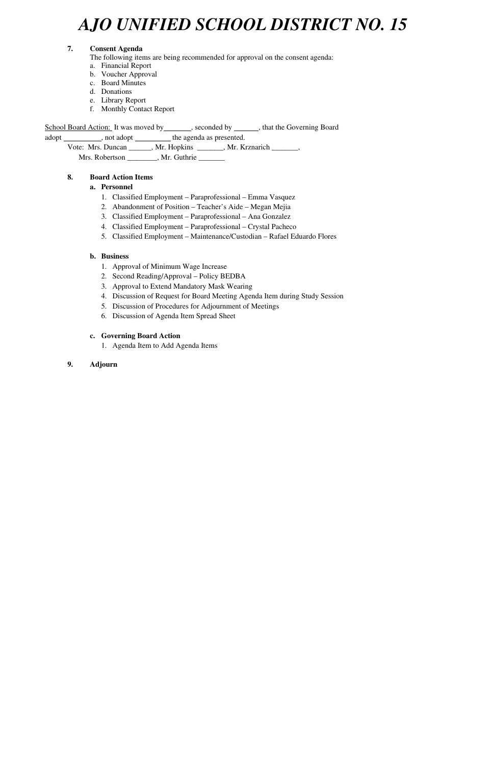# AJO UNIFIED SCHOOL DISTRICT NO. 15

7. **Consent Agenda**

   The following items are being recommended for approval on the consent agenda:

   a. Financial Report
   b. Voucher Approval
   c. Board Minutes
   d. Donations
   e. Library Report
   f. Monthly Contact Report

School Board Action: It was moved by_______, seconded by _______, that the Governing Board adopt __________, not adopt _________ the agenda as presented.

Vote: Mrs. Duncan ______, Mr. Hopkins _______, Mr. Krznarich _______,
Mrs. Robertson ________, Mr. Guthrie _______

8. **Board Action Items**

   **a. Personnel**

   1. Classified Employment – Paraprofessional – Emma Vasquez
   2. Abandonment of Position – Teacher's Aide – Megan Mejia
   3. Classified Employment – Paraprofessional – Ana Gonzalez
   4. Classified Employment – Paraprofessional – Crystal Pacheco
   5. Classified Employment – Maintenance/Custodian – Rafael Eduardo Flores

   **b. Business**

   1. Approval of Minimum Wage Increase
   2. Second Reading/Approval – Policy BEDBA
   3. Approval to Extend Mandatory Mask Wearing
   4. Discussion of Request for Board Meeting Agenda Item during Study Session
   5. Discussion of Procedures for Adjournment of Meetings
   6. Discussion of Agenda Item Spread Sheet

   **c. Governing Board Action**

   1. Agenda Item to Add Agenda Items

9. **Adjourn**